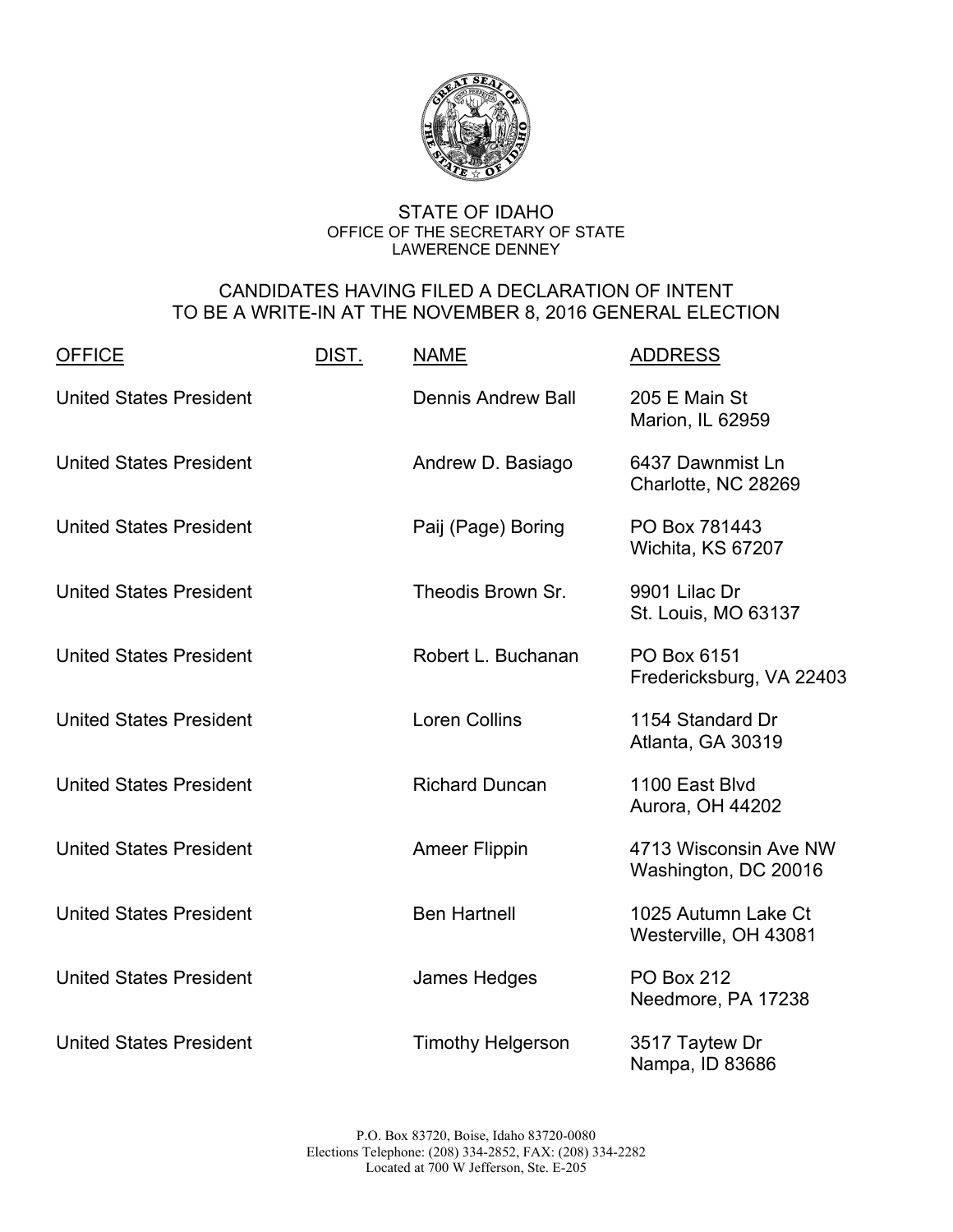# STATE OF IDAHO

OFFICE OF THE SECRETARY OF STATE
LAWERENCE DENNEY

## CANDIDATES HAVING FILED A DECLARATION OF INTENT TO BE A WRITE-IN AT THE NOVEMBER 8, 2016 GENERAL ELECTION

| OFFICE | DIST. | NAME | ADDRESS |
|---|---|---|---|
| United States President | | Dennis Andrew Ball | 205 E Main St<br>Marion, IL 62959 |
| United States President | | Andrew D. Basiago | 6437 Dawnmist Ln<br>Charlotte, NC 28269 |
| United States President | | Paij (Page) Boring | PO Box 781443<br>Wichita, KS 67207 |
| United States President | | Theodis Brown Sr. | 9901 Lilac Dr<br>St. Louis, MO 63137 |
| United States President | | Robert L. Buchanan | PO Box 6151<br>Fredericksburg, VA 22403 |
| United States President | | Loren Collins | 1154 Standard Dr<br>Atlanta, GA 30319 |
| United States President | | Richard Duncan | 1100 East Blvd<br>Aurora, OH 44202 |
| United States President | | Ameer Flippin | 4713 Wisconsin Ave NW<br>Washington, DC 20016 |
| United States President | | Ben Hartnell | 1025 Autumn Lake Ct<br>Westerville, OH 43081 |
| United States President | | James Hedges | PO Box 212<br>Needmore, PA 17238 |
| United States President | | Timothy Helgerson | 3517 Taytew Dr<br>Nampa, ID 83686 |

P.O. Box 83720, Boise, Idaho 83720-0080
Elections Telephone: (208) 334-2852, FAX: (208) 334-2282
Located at 700 W Jefferson, Ste. E-205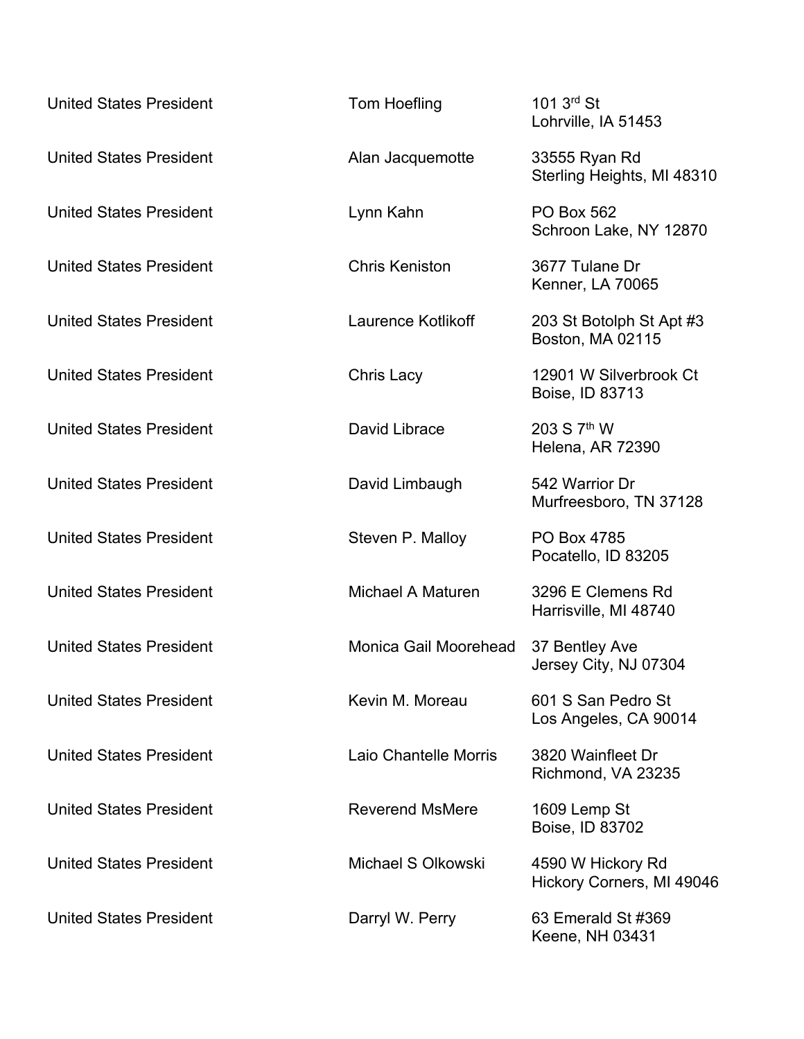| | | |
|---|---|---|
| United States President | Tom Hoefling | 101 3rd St<br>Lohrville, IA 51453 |
| United States President | Alan Jacquemotte | 33555 Ryan Rd<br>Sterling Heights, MI 48310 |
| United States President | Lynn Kahn | PO Box 562<br>Schroon Lake, NY 12870 |
| United States President | Chris Keniston | 3677 Tulane Dr<br>Kenner, LA 70065 |
| United States President | Laurence Kotlikoff | 203 St Botolph St Apt #3<br>Boston, MA 02115 |
| United States President | Chris Lacy | 12901 W Silverbrook Ct<br>Boise, ID 83713 |
| United States President | David Librace | 203 S 7th W<br>Helena, AR 72390 |
| United States President | David Limbaugh | 542 Warrior Dr<br>Murfreesboro, TN 37128 |
| United States President | Steven P. Malloy | PO Box 4785<br>Pocatello, ID 83205 |
| United States President | Michael A Maturen | 3296 E Clemens Rd<br>Harrisville, MI 48740 |
| United States President | Monica Gail Moorehead | 37 Bentley Ave<br>Jersey City, NJ 07304 |
| United States President | Kevin M. Moreau | 601 S San Pedro St<br>Los Angeles, CA 90014 |
| United States President | Laio Chantelle Morris | 3820 Wainfleet Dr<br>Richmond, VA 23235 |
| United States President | Reverend MsMere | 1609 Lemp St<br>Boise, ID 83702 |
| United States President | Michael S Olkowski | 4590 W Hickory Rd<br>Hickory Corners, MI 49046 |
| United States President | Darryl W. Perry | 63 Emerald St #369<br>Keene, NH 03431 |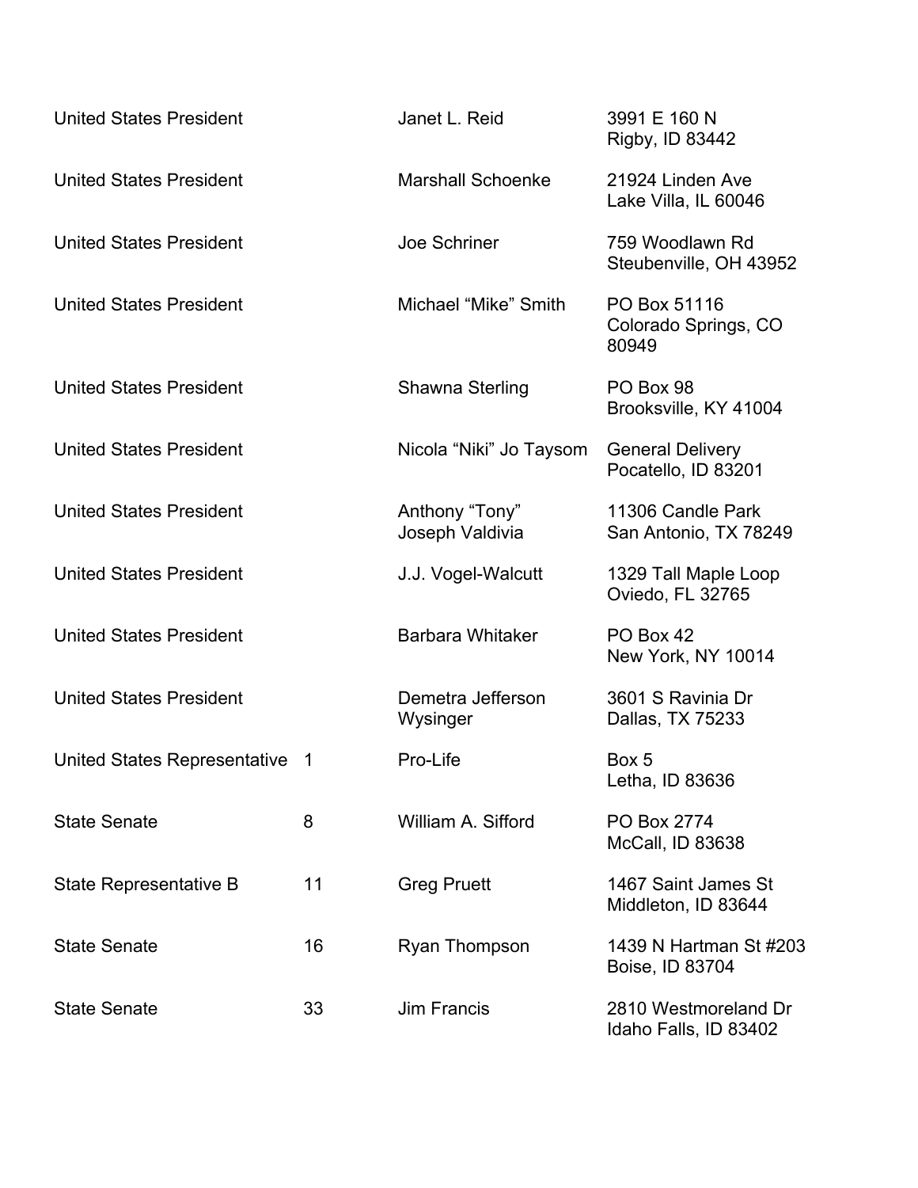| | | | |
|---|---|---|---|
| United States President | | Janet L. Reid | 3991 E 160 N<br>Rigby, ID 83442 |
| United States President | | Marshall Schoenke | 21924 Linden Ave<br>Lake Villa, IL 60046 |
| United States President | | Joe Schriner | 759 Woodlawn Rd<br>Steubenville, OH 43952 |
| United States President | | Michael “Mike” Smith | PO Box 51116<br>Colorado Springs, CO 80949 |
| United States President | | Shawna Sterling | PO Box 98<br>Brooksville, KY 41004 |
| United States President | | Nicola “Niki” Jo Taysom | General Delivery<br>Pocatello, ID 83201 |
| United States President | | Anthony “Tony” Joseph Valdivia | 11306 Candle Park<br>San Antonio, TX 78249 |
| United States President | | J.J. Vogel-Walcutt | 1329 Tall Maple Loop<br>Oviedo, FL 32765 |
| United States President | | Barbara Whitaker | PO Box 42<br>New York, NY 10014 |
| United States President | | Demetra Jefferson Wysinger | 3601 S Ravinia Dr<br>Dallas, TX 75233 |
| United States Representative | 1 | Pro-Life | Box 5<br>Letha, ID 83636 |
| State Senate | 8 | William A. Sifford | PO Box 2774<br>McCall, ID 83638 |
| State Representative B | 11 | Greg Pruett | 1467 Saint James St<br>Middleton, ID 83644 |
| State Senate | 16 | Ryan Thompson | 1439 N Hartman St #203<br>Boise, ID 83704 |
| State Senate | 33 | Jim Francis | 2810 Westmoreland Dr<br>Idaho Falls, ID 83402 |